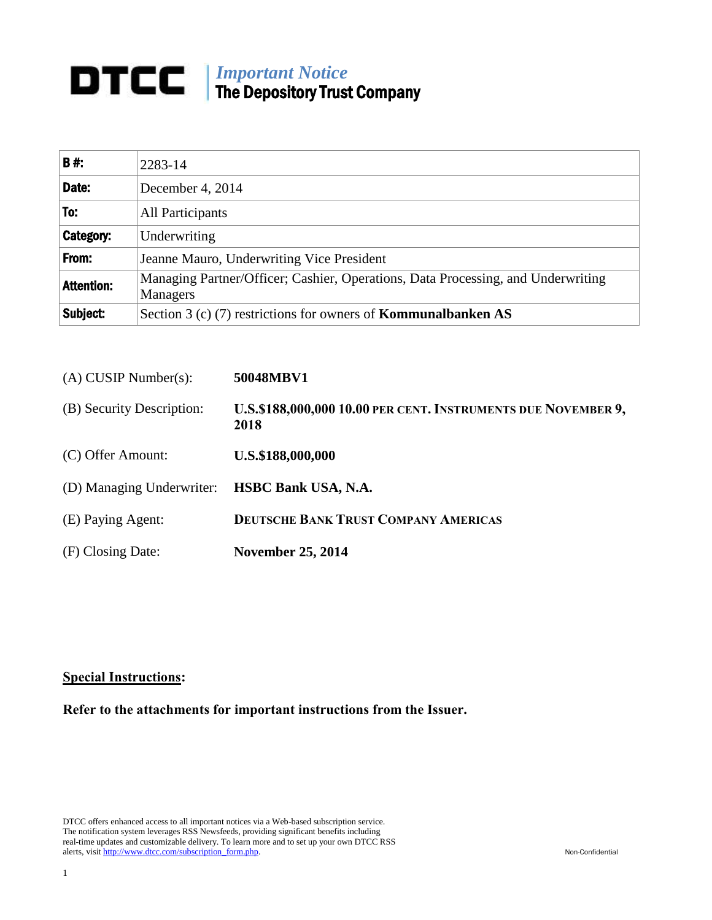# DTCC | *Important Notice* The Depository Trust Company

| | |
|---|---|
| **B #:** | 2283-14 |
| **Date:** | December 4, 2014 |
| **To:** | All Participants |
| **Category:** | Underwriting |
| **From:** | Jeanne Mauro, Underwriting Vice President |
| **Attention:** | Managing Partner/Officer; Cashier, Operations, Data Processing, and Underwriting Managers |
| **Subject:** | Section 3 (c) (7) restrictions for owners of **Kommunalbanken AS** |

| | |
|---|---|
| (A) CUSIP Number(s): | **50048MBV1** |
| (B) Security Description: | **U.S.$188,000,000 10.00 PER CENT. INSTRUMENTS DUE NOVEMBER 9, 2018** |
| (C) Offer Amount: | **U.S.$188,000,000** |
| (D) Managing Underwriter: | **HSBC Bank USA, N.A.** |
| (E) Paying Agent: | **DEUTSCHE BANK TRUST COMPANY AMERICAS** |
| (F) Closing Date: | **November 25, 2014** |

**<u>Special Instructions</u>:**

**Refer to the attachments for important instructions from the Issuer.**

DTCC offers enhanced access to all important notices via a Web-based subscription service. The notification system leverages RSS Newsfeeds, providing significant benefits including real-time updates and customizable delivery. To learn more and to set up your own DTCC RSS alerts, visit http://www.dtcc.com/subscription_form.php.

Non-Confidential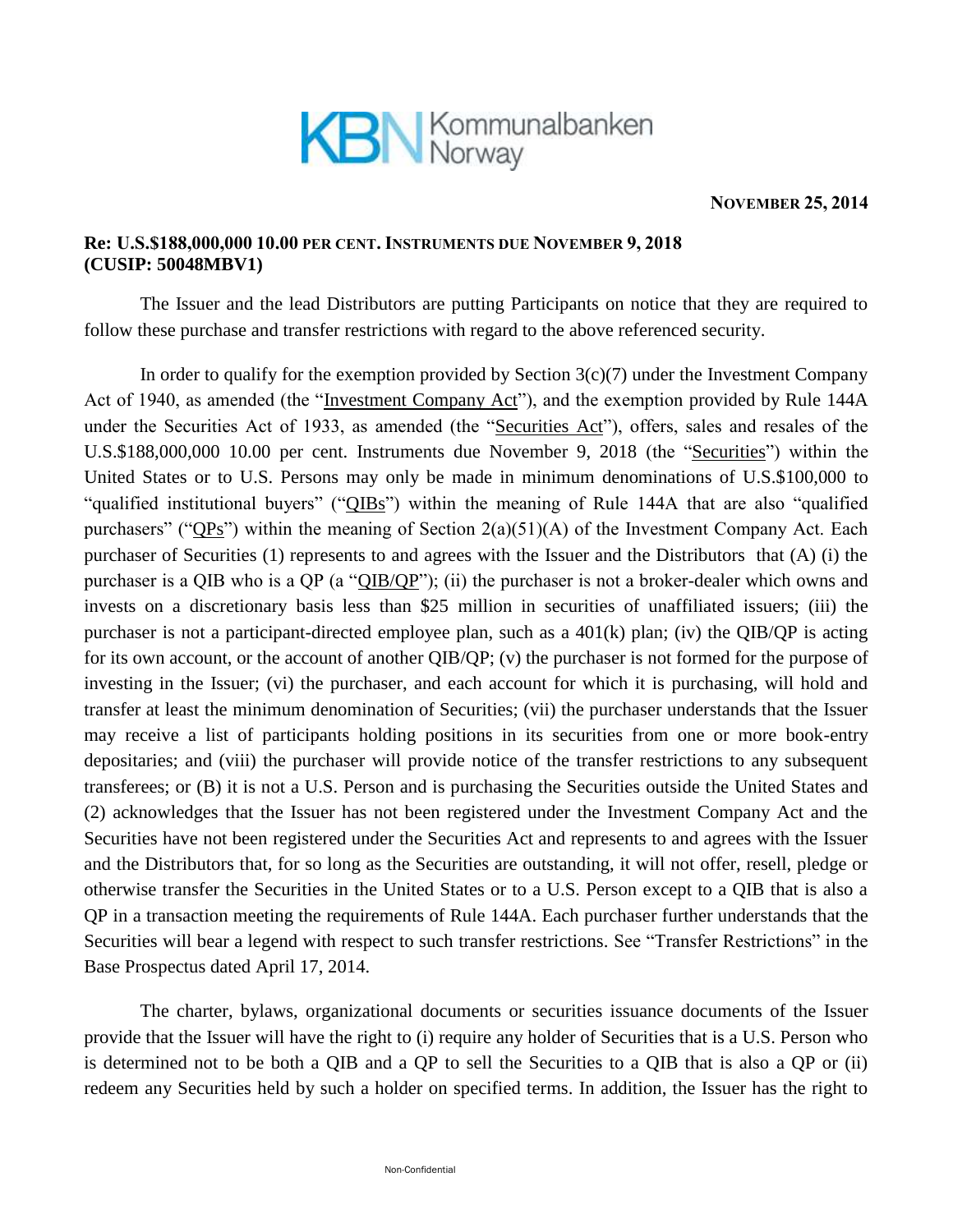**Kommunalbanken Norway**

**NOVEMBER 25, 2014**

**Re: U.S.$188,000,000 10.00 PER CENT. INSTRUMENTS DUE NOVEMBER 9, 2018 (CUSIP: 50048MBV1)**

The Issuer and the lead Distributors are putting Participants on notice that they are required to follow these purchase and transfer restrictions with regard to the above referenced security.

In order to qualify for the exemption provided by Section 3(c)(7) under the Investment Company Act of 1940, as amended (the "Investment Company Act"), and the exemption provided by Rule 144A under the Securities Act of 1933, as amended (the "Securities Act"), offers, sales and resales of the U.S.$188,000,000 10.00 per cent. Instruments due November 9, 2018 (the "Securities") within the United States or to U.S. Persons may only be made in minimum denominations of U.S.$100,000 to "qualified institutional buyers" ("QIBs") within the meaning of Rule 144A that are also "qualified purchasers" ("QPs") within the meaning of Section 2(a)(51)(A) of the Investment Company Act. Each purchaser of Securities (1) represents to and agrees with the Issuer and the Distributors that (A) (i) the purchaser is a QIB who is a QP (a "QIB/QP"); (ii) the purchaser is not a broker-dealer which owns and invests on a discretionary basis less than $25 million in securities of unaffiliated issuers; (iii) the purchaser is not a participant-directed employee plan, such as a 401(k) plan; (iv) the QIB/QP is acting for its own account, or the account of another QIB/QP; (v) the purchaser is not formed for the purpose of investing in the Issuer; (vi) the purchaser, and each account for which it is purchasing, will hold and transfer at least the minimum denomination of Securities; (vii) the purchaser understands that the Issuer may receive a list of participants holding positions in its securities from one or more book-entry depositaries; and (viii) the purchaser will provide notice of the transfer restrictions to any subsequent transferees; or (B) it is not a U.S. Person and is purchasing the Securities outside the United States and (2) acknowledges that the Issuer has not been registered under the Investment Company Act and the Securities have not been registered under the Securities Act and represents to and agrees with the Issuer and the Distributors that, for so long as the Securities are outstanding, it will not offer, resell, pledge or otherwise transfer the Securities in the United States or to a U.S. Person except to a QIB that is also a QP in a transaction meeting the requirements of Rule 144A. Each purchaser further understands that the Securities will bear a legend with respect to such transfer restrictions. See "Transfer Restrictions" in the Base Prospectus dated April 17, 2014.

The charter, bylaws, organizational documents or securities issuance documents of the Issuer provide that the Issuer will have the right to (i) require any holder of Securities that is a U.S. Person who is determined not to be both a QIB and a QP to sell the Securities to a QIB that is also a QP or (ii) redeem any Securities held by such a holder on specified terms. In addition, the Issuer has the right to

Non-Confidential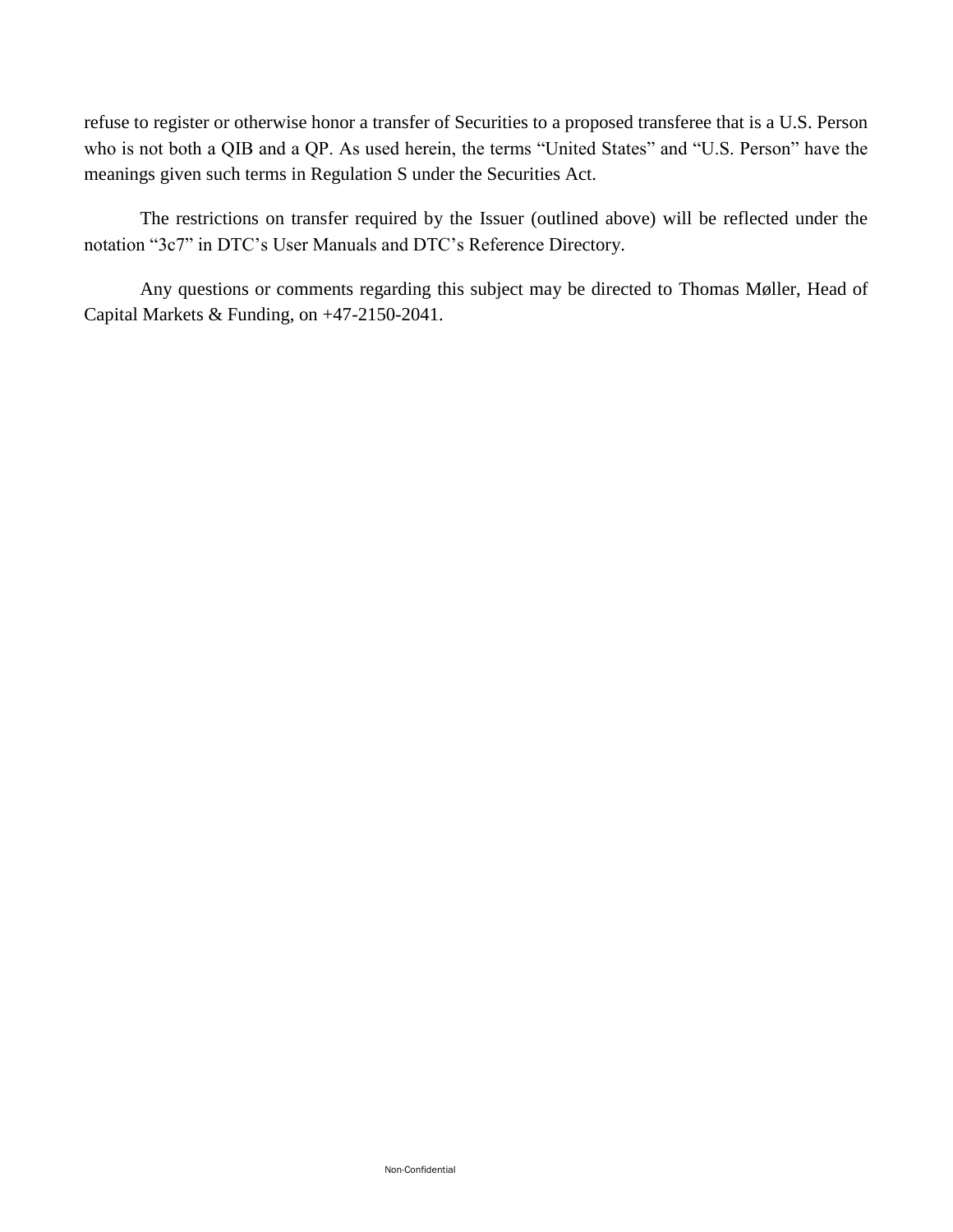refuse to register or otherwise honor a transfer of Securities to a proposed transferee that is a U.S. Person who is not both a QIB and a QP. As used herein, the terms “United States” and “U.S. Person” have the meanings given such terms in Regulation S under the Securities Act.

The restrictions on transfer required by the Issuer (outlined above) will be reflected under the notation “3c7” in DTC’s User Manuals and DTC’s Reference Directory.

Any questions or comments regarding this subject may be directed to Thomas Møller, Head of Capital Markets & Funding, on +47-2150-2041.